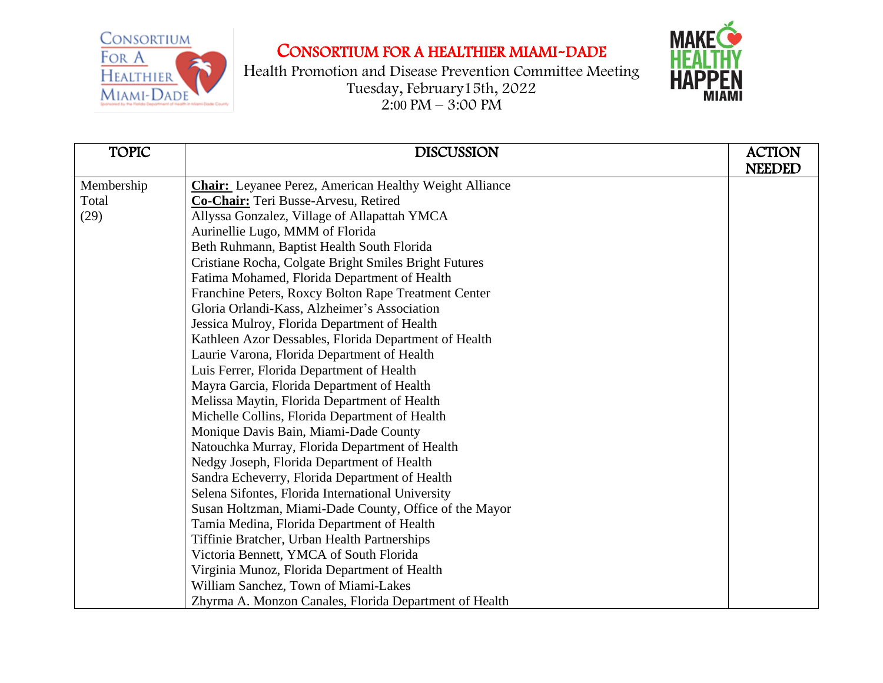# CONSORTIUM FOR A HEALTHIER MIAMI-DADE

Health Promotion and Disease Prevention Committee Meeting
Tuesday, February15th, 2022
2:00 PM – 3:00 PM

| TOPIC | DISCUSSION | ACTION NEEDED |
|---|---|---|
| Membership Total (29) | **Chair:** Leyanee Perez, American Healthy Weight Alliance<br>**Co-Chair:** Teri Busse-Arvesu, Retired<br>Allyssa Gonzalez, Village of Allapattah YMCA<br>Aurinellie Lugo, MMM of Florida<br>Beth Ruhmann, Baptist Health South Florida<br>Cristiane Rocha, Colgate Bright Smiles Bright Futures<br>Fatima Mohamed, Florida Department of Health<br>Franchine Peters, Roxcy Bolton Rape Treatment Center<br>Gloria Orlandi-Kass, Alzheimer's Association<br>Jessica Mulroy, Florida Department of Health<br>Kathleen Azor Dessables, Florida Department of Health<br>Laurie Varona, Florida Department of Health<br>Luis Ferrer, Florida Department of Health<br>Mayra Garcia, Florida Department of Health<br>Melissa Maytin, Florida Department of Health<br>Michelle Collins, Florida Department of Health<br>Monique Davis Bain, Miami-Dade County<br>Natouchka Murray, Florida Department of Health<br>Nedgy Joseph, Florida Department of Health<br>Sandra Echeverry, Florida Department of Health<br>Selena Sifontes, Florida International University<br>Susan Holtzman, Miami-Dade County, Office of the Mayor<br>Tamia Medina, Florida Department of Health<br>Tiffinie Bratcher, Urban Health Partnerships<br>Victoria Bennett, YMCA of South Florida<br>Virginia Munoz, Florida Department of Health<br>William Sanchez, Town of Miami-Lakes<br>Zhyrma A. Monzon Canales, Florida Department of Health | |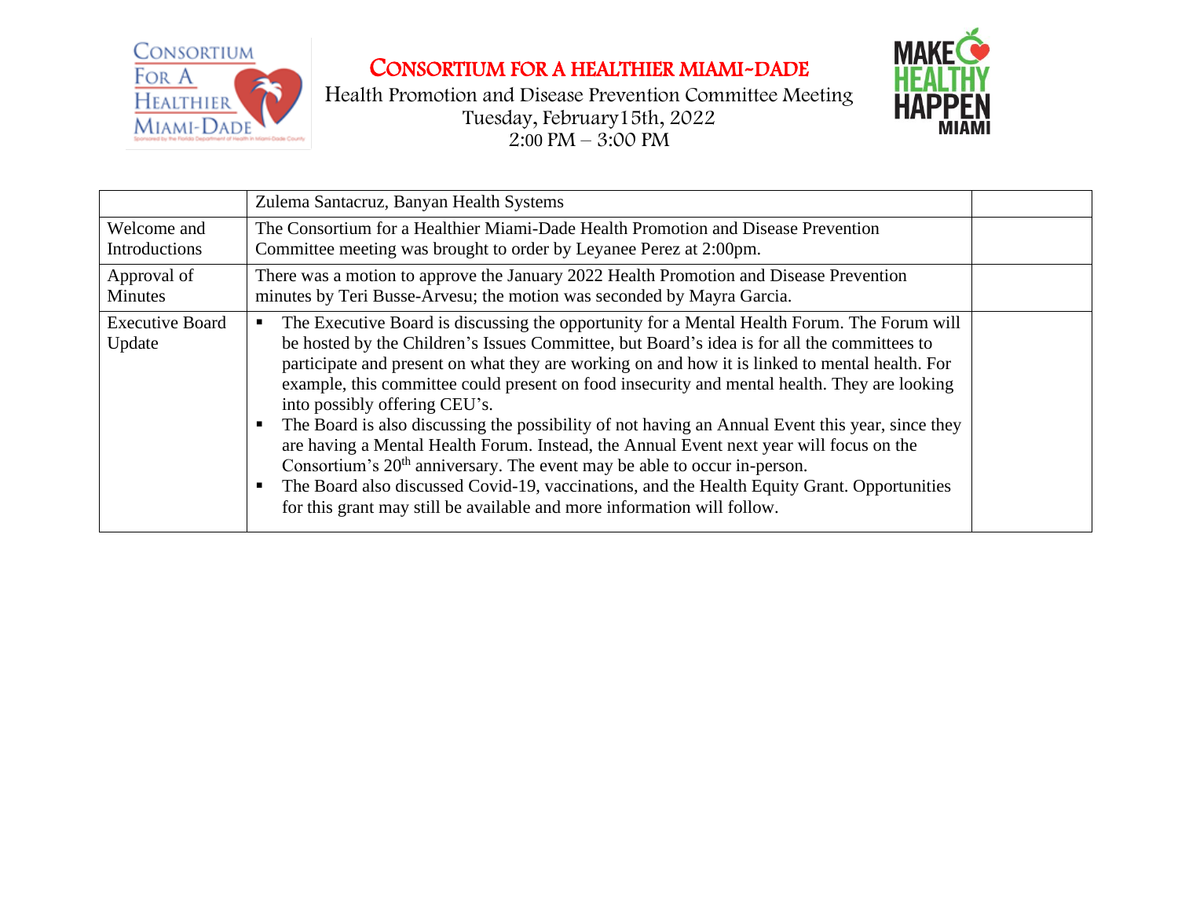# CONSORTIUM FOR A HEALTHIER MIAMI-DADE

Health Promotion and Disease Prevention Committee Meeting
Tuesday, February15th, 2022
2:00 PM – 3:00 PM

| | | |
|---|---|---|
| | Zulema Santacruz, Banyan Health Systems | |
| Welcome and Introductions | The Consortium for a Healthier Miami-Dade Health Promotion and Disease Prevention Committee meeting was brought to order by Leyanee Perez at 2:00pm. | |
| Approval of Minutes | There was a motion to approve the January 2022 Health Promotion and Disease Prevention minutes by Teri Busse-Arvesu; the motion was seconded by Mayra Garcia. | |
| Executive Board Update | ▪ The Executive Board is discussing the opportunity for a Mental Health Forum. The Forum will be hosted by the Children's Issues Committee, but Board's idea is for all the committees to participate and present on what they are working on and how it is linked to mental health. For example, this committee could present on food insecurity and mental health. They are looking into possibly offering CEU's.<br>▪ The Board is also discussing the possibility of not having an Annual Event this year, since they are having a Mental Health Forum. Instead, the Annual Event next year will focus on the Consortium's 20th anniversary. The event may be able to occur in-person.<br>▪ The Board also discussed Covid-19, vaccinations, and the Health Equity Grant. Opportunities for this grant may still be available and more information will follow. | |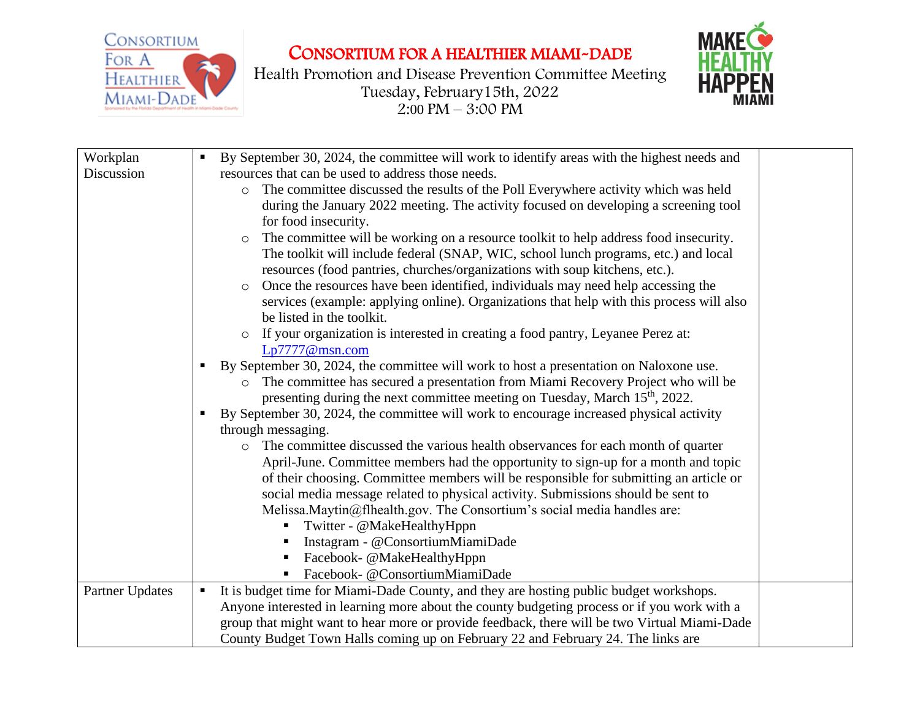# Consortium for a Healthier Miami-Dade

Health Promotion and Disease Prevention Committee Meeting
Tuesday, February15th, 2022
2:00 PM – 3:00 PM

| | | |
|---|---|---|
| Workplan Discussion | ▪ By September 30, 2024, the committee will work to identify areas with the highest needs and resources that can be used to address those needs.<br>○ The committee discussed the results of the Poll Everywhere activity which was held during the January 2022 meeting. The activity focused on developing a screening tool for food insecurity.<br>○ The committee will be working on a resource toolkit to help address food insecurity. The toolkit will include federal (SNAP, WIC, school lunch programs, etc.) and local resources (food pantries, churches/organizations with soup kitchens, etc.).<br>○ Once the resources have been identified, individuals may need help accessing the services (example: applying online). Organizations that help with this process will also be listed in the toolkit.<br>○ If your organization is interested in creating a food pantry, Leyanee Perez at: Lp7777@msn.com<br>▪ By September 30, 2024, the committee will work to host a presentation on Naloxone use.<br>○ The committee has secured a presentation from Miami Recovery Project who will be presenting during the next committee meeting on Tuesday, March 15th, 2022.<br>▪ By September 30, 2024, the committee will work to encourage increased physical activity through messaging.<br>○ The committee discussed the various health observances for each month of quarter April-June. Committee members had the opportunity to sign-up for a month and topic of their choosing. Committee members will be responsible for submitting an article or social media message related to physical activity. Submissions should be sent to Melissa.Maytin@flhealth.gov. The Consortium's social media handles are:<br>▪ Twitter - @MakeHealthyHppn<br>▪ Instagram - @ConsortiumMiamiDade<br>▪ Facebook- @MakeHealthyHppn<br>▪ Facebook- @ConsortiumMiamiDade | |
| Partner Updates | ▪ It is budget time for Miami-Dade County, and they are hosting public budget workshops. Anyone interested in learning more about the county budgeting process or if you work with a group that might want to hear more or provide feedback, there will be two Virtual Miami-Dade County Budget Town Halls coming up on February 22 and February 24. The links are | |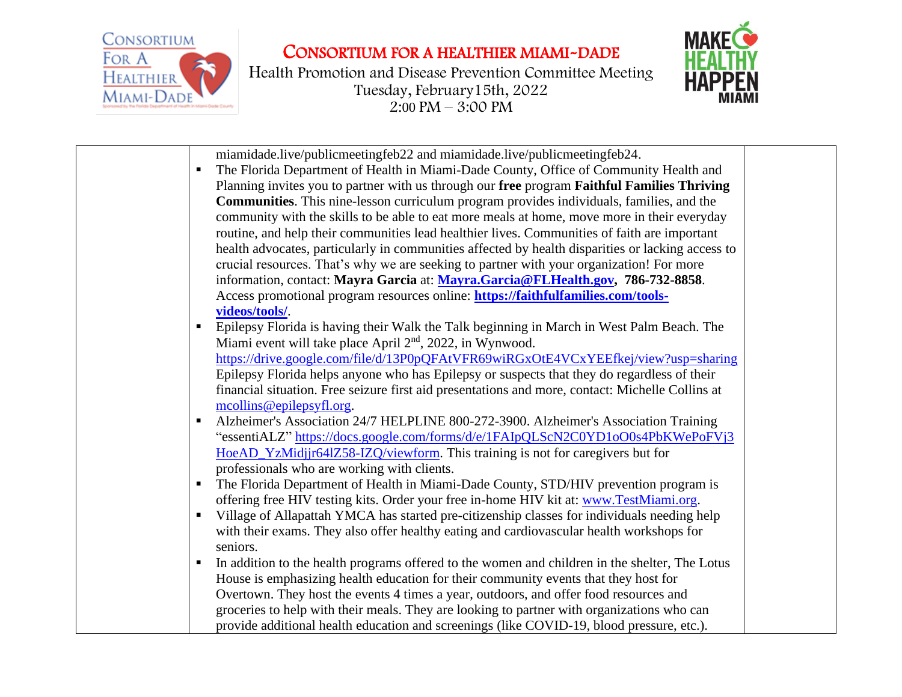miamidade.live/publicmeetingfeb22 and miamidade.live/publicmeetingfeb24.

- The Florida Department of Health in Miami-Dade County, Office of Community Health and Planning invites you to partner with us through our **free** program **Faithful Families Thriving Communities**. This nine-lesson curriculum program provides individuals, families, and the community with the skills to be able to eat more meals at home, move more in their everyday routine, and help their communities lead healthier lives. Communities of faith are important health advocates, particularly in communities affected by health disparities or lacking access to crucial resources. That's why we are seeking to partner with your organization! For more information, contact: **Mayra Garcia** at: **Mayra.Garcia@FLHealth.gov, 786-732-8858**. Access promotional program resources online: **https://faithfulfamilies.com/tools-videos/tools/**.
- Epilepsy Florida is having their Walk the Talk beginning in March in West Palm Beach. The Miami event will take place April 2nd, 2022, in Wynwood. https://drive.google.com/file/d/13P0pQFAtVFR69wiRGxOtE4VCxYEEfkej/view?usp=sharing Epilepsy Florida helps anyone who has Epilepsy or suspects that they do regardless of their financial situation. Free seizure first aid presentations and more, contact: Michelle Collins at mcollins@epilepsyfl.org.
- Alzheimer's Association 24/7 HELPLINE 800-272-3900. Alzheimer's Association Training "essentiALZ" https://docs.google.com/forms/d/e/1FAIpQLScN2C0YD1oO0s4PbKWePoFVj3HoeAD_YzMidjjr64lZ58-IZQ/viewform. This training is not for caregivers but for professionals who are working with clients.
- The Florida Department of Health in Miami-Dade County, STD/HIV prevention program is offering free HIV testing kits. Order your free in-home HIV kit at: www.TestMiami.org.
- Village of Allapattah YMCA has started pre-citizenship classes for individuals needing help with their exams. They also offer healthy eating and cardiovascular health workshops for seniors.
- In addition to the health programs offered to the women and children in the shelter, The Lotus House is emphasizing health education for their community events that they host for Overtown. They host the events 4 times a year, outdoors, and offer food resources and groceries to help with their meals. They are looking to partner with organizations who can provide additional health education and screenings (like COVID-19, blood pressure, etc.).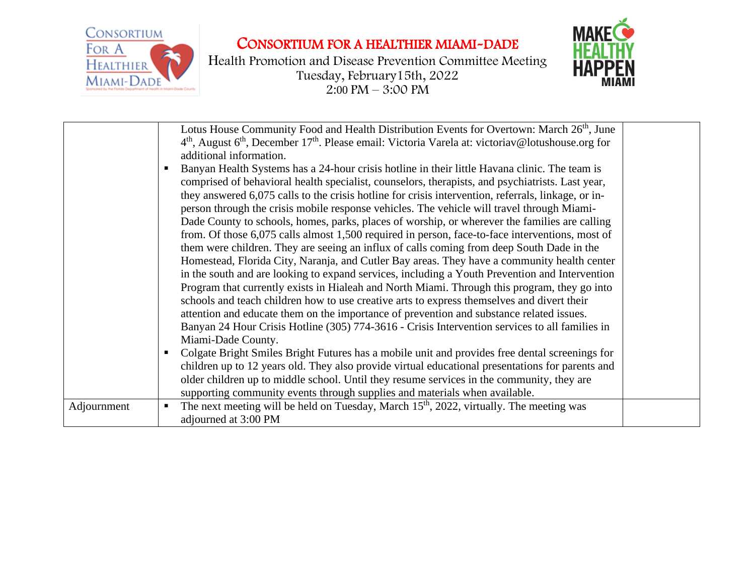# CONSORTIUM FOR A HEALTHIER MIAMI-DADE

Health Promotion and Disease Prevention Committee Meeting
Tuesday, February15th, 2022
2:00 PM – 3:00 PM

| | | |
|---|---|---|
| | Lotus House Community Food and Health Distribution Events for Overtown: March 26th, June 4th, August 6th, December 17th. Please email: Victoria Varela at: victoriav@lotushouse.org for additional information.<br>▪ Banyan Health Systems has a 24-hour crisis hotline in their little Havana clinic. The team is comprised of behavioral health specialist, counselors, therapists, and psychiatrists. Last year, they answered 6,075 calls to the crisis hotline for crisis intervention, referrals, linkage, or in-person through the crisis mobile response vehicles. The vehicle will travel through Miami-Dade County to schools, homes, parks, places of worship, or wherever the families are calling from. Of those 6,075 calls almost 1,500 required in person, face-to-face interventions, most of them were children. They are seeing an influx of calls coming from deep South Dade in the Homestead, Florida City, Naranja, and Cutler Bay areas. They have a community health center in the south and are looking to expand services, including a Youth Prevention and Intervention Program that currently exists in Hialeah and North Miami. Through this program, they go into schools and teach children how to use creative arts to express themselves and divert their attention and educate them on the importance of prevention and substance related issues. Banyan 24 Hour Crisis Hotline (305) 774-3616 - Crisis Intervention services to all families in Miami-Dade County.<br>▪ Colgate Bright Smiles Bright Futures has a mobile unit and provides free dental screenings for children up to 12 years old. They also provide virtual educational presentations for parents and older children up to middle school. Until they resume services in the community, they are supporting community events through supplies and materials when available. | |
| Adjournment | ▪ The next meeting will be held on Tuesday, March 15th, 2022, virtually. The meeting was adjourned at 3:00 PM | |